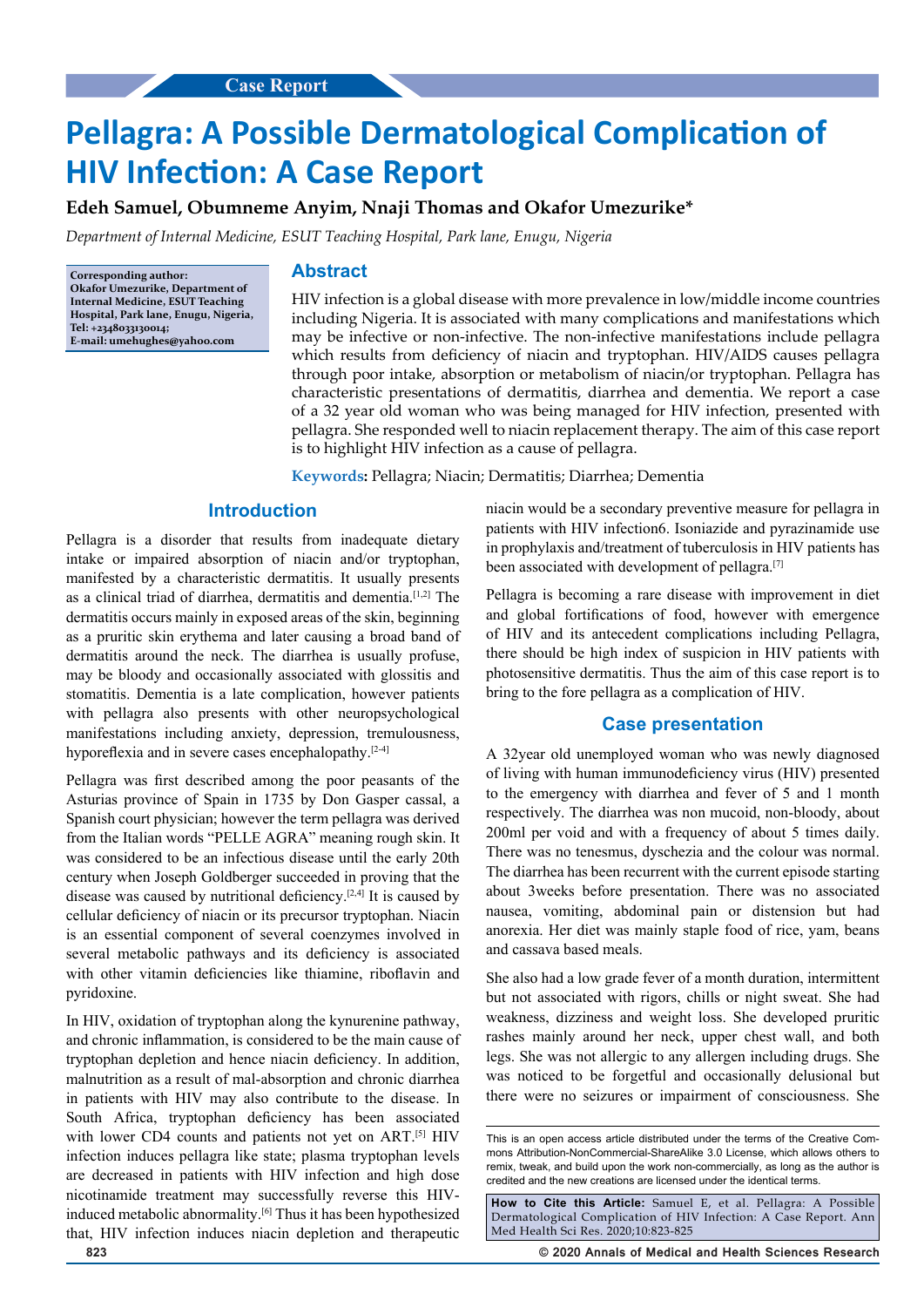Case Report

# Pellagra: A Possible Dermatological Complication of HIV Infection: A Case Report

**Edeh Samuel, Obumneme Anyim, Nnaji Thomas and Okafor Umezurike***

*Department of Internal Medicine, ESUT Teaching Hospital, Park lane, Enugu, Nigeria*

**Corresponding author: Okafor Umezurike, Department of Internal Medicine, ESUT Teaching Hospital, Park lane, Enugu, Nigeria, Tel: +2348033130014; E-mail: umehughes@yahoo.com**

## Abstract

HIV infection is a global disease with more prevalence in low/middle income countries including Nigeria. It is associated with many complications and manifestations which may be infective or non-infective. The non-infective manifestations include pellagra which results from deficiency of niacin and tryptophan. HIV/AIDS causes pellagra through poor intake, absorption or metabolism of niacin/or tryptophan. Pellagra has characteristic presentations of dermatitis, diarrhea and dementia. We report a case of a 32 year old woman who was being managed for HIV infection, presented with pellagra. She responded well to niacin replacement therapy. The aim of this case report is to highlight HIV infection as a cause of pellagra.

**Keywords:** Pellagra; Niacin; Dermatitis; Diarrhea; Dementia

## Introduction

Pellagra is a disorder that results from inadequate dietary intake or impaired absorption of niacin and/or tryptophan, manifested by a characteristic dermatitis. It usually presents as a clinical triad of diarrhea, dermatitis and dementia.[1,2] The dermatitis occurs mainly in exposed areas of the skin, beginning as a pruritic skin erythema and later causing a broad band of dermatitis around the neck. The diarrhea is usually profuse, may be bloody and occasionally associated with glossitis and stomatitis. Dementia is a late complication, however patients with pellagra also presents with other neuropsychological manifestations including anxiety, depression, tremulousness, hyporeflexia and in severe cases encephalopathy.[2-4]

Pellagra was first described among the poor peasants of the Asturias province of Spain in 1735 by Don Gasper cassal, a Spanish court physician; however the term pellagra was derived from the Italian words "PELLE AGRA" meaning rough skin. It was considered to be an infectious disease until the early 20th century when Joseph Goldberger succeeded in proving that the disease was caused by nutritional deficiency.[2,4] It is caused by cellular deficiency of niacin or its precursor tryptophan. Niacin is an essential component of several coenzymes involved in several metabolic pathways and its deficiency is associated with other vitamin deficiencies like thiamine, riboflavin and pyridoxine.

In HIV, oxidation of tryptophan along the kynurenine pathway, and chronic inflammation, is considered to be the main cause of tryptophan depletion and hence niacin deficiency. In addition, malnutrition as a result of mal-absorption and chronic diarrhea in patients with HIV may also contribute to the disease. In South Africa, tryptophan deficiency has been associated with lower CD4 counts and patients not yet on ART.[5] HIV infection induces pellagra like state; plasma tryptophan levels are decreased in patients with HIV infection and high dose nicotinamide treatment may successfully reverse this HIV-induced metabolic abnormality.[6] Thus it has been hypothesized that, HIV infection induces niacin depletion and therapeutic niacin would be a secondary preventive measure for pellagra in patients with HIV infection6. Isoniazide and pyrazinamide use in prophylaxis and/treatment of tuberculosis in HIV patients has been associated with development of pellagra.[7]

Pellagra is becoming a rare disease with improvement in diet and global fortifications of food, however with emergence of HIV and its antecedent complications including Pellagra, there should be high index of suspicion in HIV patients with photosensitive dermatitis. Thus the aim of this case report is to bring to the fore pellagra as a complication of HIV.

## Case presentation

A 32year old unemployed woman who was newly diagnosed of living with human immunodeficiency virus (HIV) presented to the emergency with diarrhea and fever of 5 and 1 month respectively. The diarrhea was non mucoid, non-bloody, about 200ml per void and with a frequency of about 5 times daily. There was no tenesmus, dyschezia and the colour was normal. The diarrhea has been recurrent with the current episode starting about 3weeks before presentation. There was no associated nausea, vomiting, abdominal pain or distension but had anorexia. Her diet was mainly staple food of rice, yam, beans and cassava based meals.

She also had a low grade fever of a month duration, intermittent but not associated with rigors, chills or night sweat. She had weakness, dizziness and weight loss. She developed pruritic rashes mainly around her neck, upper chest wall, and both legs. She was not allergic to any allergen including drugs. She was noticed to be forgetful and occasionally delusional but there were no seizures or impairment of consciousness. She

This is an open access article distributed under the terms of the Creative Commons Attribution-NonCommercial-ShareAlike 3.0 License, which allows others to remix, tweak, and build upon the work non-commercially, as long as the author is credited and the new creations are licensed under the identical terms.

**How to Cite this Article:** Samuel E, et al. Pellagra: A Possible Dermatological Complication of HIV Infection: A Case Report. Ann Med Health Sci Res. 2020;10:823-825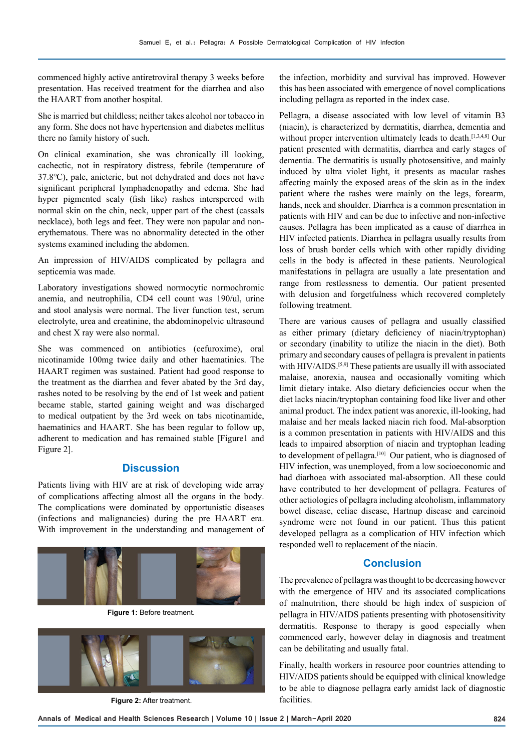commenced highly active antiretroviral therapy 3 weeks before presentation. Has received treatment for the diarrhea and also the HAART from another hospital.

She is married but childless; neither takes alcohol nor tobacco in any form. She does not have hypertension and diabetes mellitus there no family history of such.

On clinical examination, she was chronically ill looking, cachectic, not in respiratory distress, febrile (temperature of 37.8°C), pale, anicteric, but not dehydrated and does not have significant peripheral lymphadenopathy and edema. She had hyper pigmented scaly (fish like) rashes interspersed with normal skin on the chin, neck, upper part of the chest (cassals necklace), both legs and feet. They were non papular and non-erythematous. There was no abnormality detected in the other systems examined including the abdomen.

An impression of HIV/AIDS complicated by pellagra and septicemia was made.

Laboratory investigations showed normocytic normochromic anemia, and neutrophilia, CD4 cell count was 190/ul, urine and stool analysis were normal. The liver function test, serum electrolyte, urea and creatinine, the abdominopelvic ultrasound and chest X ray were also normal.

She was commenced on antibiotics (cefuroxime), oral nicotinamide 100mg twice daily and other haematinics. The HAART regimen was sustained. Patient had good response to the treatment as the diarrhea and fever abated by the 3rd day, rashes noted to be resolving by the end of 1st week and patient became stable, started gaining weight and was discharged to medical outpatient by the 3rd week on tabs nicotinamide, haematinics and HAART. She has been regular to follow up, adherent to medication and has remained stable [Figure1 and Figure 2].

Figure 1: Before treatment.

Figure 2: After treatment.

## Discussion

Patients living with HIV are at risk of developing wide array of complications affecting almost all the organs in the body. The complications were dominated by opportunistic diseases (infections and malignancies) during the pre HAART era. With improvement in the understanding and management of the infection, morbidity and survival has improved. However this has been associated with emergence of novel complications including pellagra as reported in the index case.

Pellagra, a disease associated with low level of vitamin B3 (niacin), is characterized by dermatitis, diarrhea, dementia and without proper intervention ultimately leads to death.[1,3,4,8] Our patient presented with dermatitis, diarrhea and early stages of dementia. The dermatitis is usually photosensitive, and mainly induced by ultra violet light, it presents as macular rashes affecting mainly the exposed areas of the skin as in the index patient where the rashes were mainly on the legs, forearm, hands, neck and shoulder. Diarrhea is a common presentation in patients with HIV and can be due to infective and non-infective causes. Pellagra has been implicated as a cause of diarrhea in HIV infected patients. Diarrhea in pellagra usually results from loss of brush border cells which with other rapidly dividing cells in the body is affected in these patients. Neurological manifestations in pellagra are usually a late presentation and range from restlessness to dementia. Our patient presented with delusion and forgetfulness which recovered completely following treatment.

There are various causes of pellagra and usually classified as either primary (dietary deficiency of niacin/tryptophan) or secondary (inability to utilize the niacin in the diet). Both primary and secondary causes of pellagra is prevalent in patients with HIV/AIDS.[5,9] These patients are usually ill with associated malaise, anorexia, nausea and occasionally vomiting which limit dietary intake. Also dietary deficiencies occur when the diet lacks niacin/tryptophan containing food like liver and other animal product. The index patient was anorexic, ill-looking, had malaise and her meals lacked niacin rich food. Mal-absorption is a common presentation in patients with HIV/AIDS and this leads to impaired absorption of niacin and tryptophan leading to development of pellagra.[10] Our patient, who is diagnosed of HIV infection, was unemployed, from a low socioeconomic and had diarhoea with associated mal-absorption. All these could have contributed to her development of pellagra. Features of other aetiologies of pellagra including alcoholism, inflammatory bowel disease, celiac disease, Hartnup disease and carcinoid syndrome were not found in our patient. Thus this patient developed pellagra as a complication of HIV infection which responded well to replacement of the niacin.

## Conclusion

The prevalence of pellagra was thought to be decreasing however with the emergence of HIV and its associated complications of malnutrition, there should be high index of suspicion of pellagra in HIV/AIDS patients presenting with photosensitivity dermatitis. Response to therapy is good especially when commenced early, however delay in diagnosis and treatment can be debilitating and usually fatal.

Finally, health workers in resource poor countries attending to HIV/AIDS patients should be equipped with clinical knowledge to be able to diagnose pellagra early amidst lack of diagnostic facilities.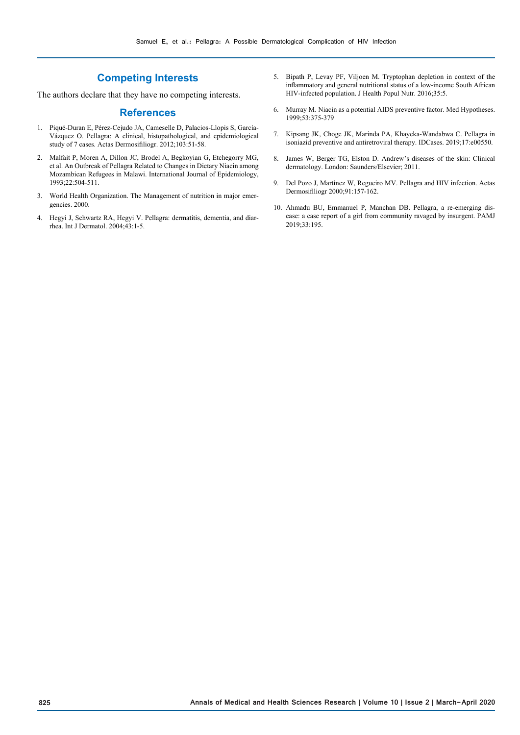## Competing Interests

The authors declare that they have no competing interests.

## References

1. Piqué-Duran E, Pérez-Cejudo JA, Cameselle D, Palacios-Llopis S, García-Vázquez O. Pellagra: A clinical, histopathological, and epidemiological study of 7 cases. Actas Dermosifiliogr. 2012;103:51-58.
2. Malfait P, Moren A, Dillon JC, Brodel A, Begkoyian G, Etchegorry MG, et al. An Outbreak of Pellagra Related to Changes in Dietary Niacin among Mozambican Refugees in Malawi. International Journal of Epidemiology, 1993;22:504-511.
3. World Health Organization. The Management of nutrition in major emergencies. 2000.
4. Hegyi J, Schwartz RA, Hegyi V. Pellagra: dermatitis, dementia, and diarrhea. Int J Dermatol. 2004;43:1-5.
5. Bipath P, Levay PF, Viljoen M. Tryptophan depletion in context of the inflammatory and general nutritional status of a low-income South African HIV-infected population. J Health Popul Nutr. 2016;35:5.
6. Murray M. Niacin as a potential AIDS preventive factor. Med Hypotheses. 1999;53:375-379
7. Kipsang JK, Choge JK, Marinda PA, Khayeka-Wandabwa C. Pellagra in isoniazid preventive and antiretroviral therapy. IDCases. 2019;17:e00550.
8. James W, Berger TG, Elston D. Andrew's diseases of the skin: Clinical dermatology. London: Saunders/Elsevier; 2011.
9. Del Pozo J, Martínez W, Regueiro MV. Pellagra and HIV infection. Actas Dermosifiliogr 2000;91:157-162.
10. Ahmadu BU, Emmanuel P, Manchan DB. Pellagra, a re-emerging disease: a case report of a girl from community ravaged by insurgent. PAMJ 2019;33:195.